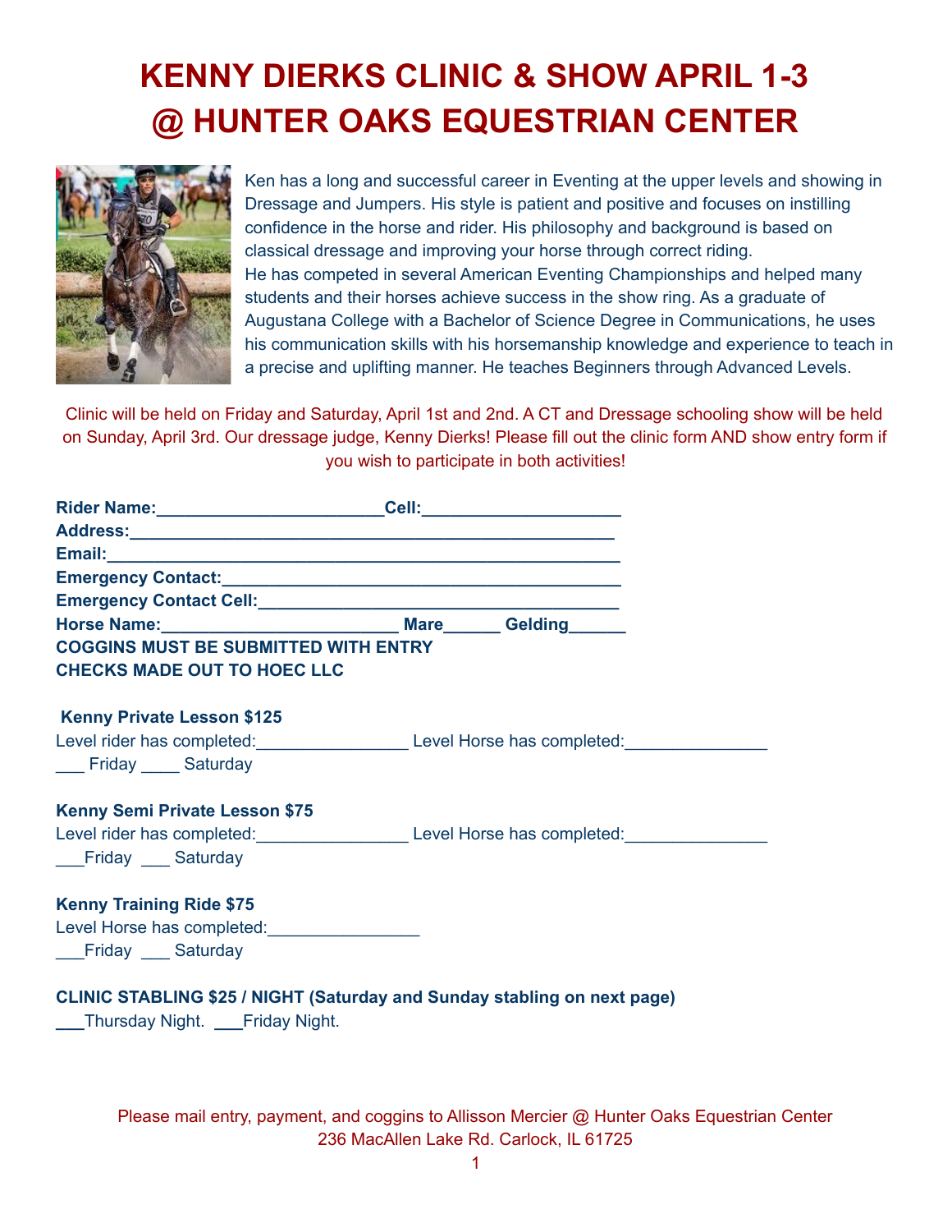# KENNY DIERKS CLINIC & SHOW APRIL 1-3 @ HUNTER OAKS EQUESTRIAN CENTER

Ken has a long and successful career in Eventing at the upper levels and showing in Dressage and Jumpers. His style is patient and positive and focuses on instilling confidence in the horse and rider. His philosophy and background is based on classical dressage and improving your horse through correct riding.
He has competed in several American Eventing Championships and helped many students and their horses achieve success in the show ring. As a graduate of Augustana College with a Bachelor of Science Degree in Communications, he uses his communication skills with his horsemanship knowledge and experience to teach in a precise and uplifting manner. He teaches Beginners through Advanced Levels.

Clinic will be held on Friday and Saturday, April 1st and 2nd. A CT and Dressage schooling show will be held on Sunday, April 3rd. Our dressage judge, Kenny Dierks! Please fill out the clinic form AND show entry form if you wish to participate in both activities!

**Rider Name:________________________Cell:_____________________**
**Address:____________________________________________________**
**Email:______________________________________________________**
**Emergency Contact:__________________________________________**
**Emergency Contact Cell:______________________________________**
**Horse Name:_______________________ Mare______ Gelding______**
**COGGINS MUST BE SUBMITTED WITH ENTRY**
**CHECKS MADE OUT TO HOEC LLC**

**Kenny Private Lesson $125**
Level rider has completed:________________ Level Horse has completed:_______________
___ Friday ____ Saturday

**Kenny Semi Private Lesson $75**
Level rider has completed:________________ Level Horse has completed:_______________
___Friday ___ Saturday

**Kenny Training Ride $75**
Level Horse has completed:________________
___Friday ___ Saturday

**CLINIC STABLING $25 / NIGHT (Saturday and Sunday stabling on next page)**
___Thursday Night. ___Friday Night.

Please mail entry, payment, and coggins to Allisson Mercier @ Hunter Oaks Equestrian Center
236 MacAllen Lake Rd. Carlock, IL 61725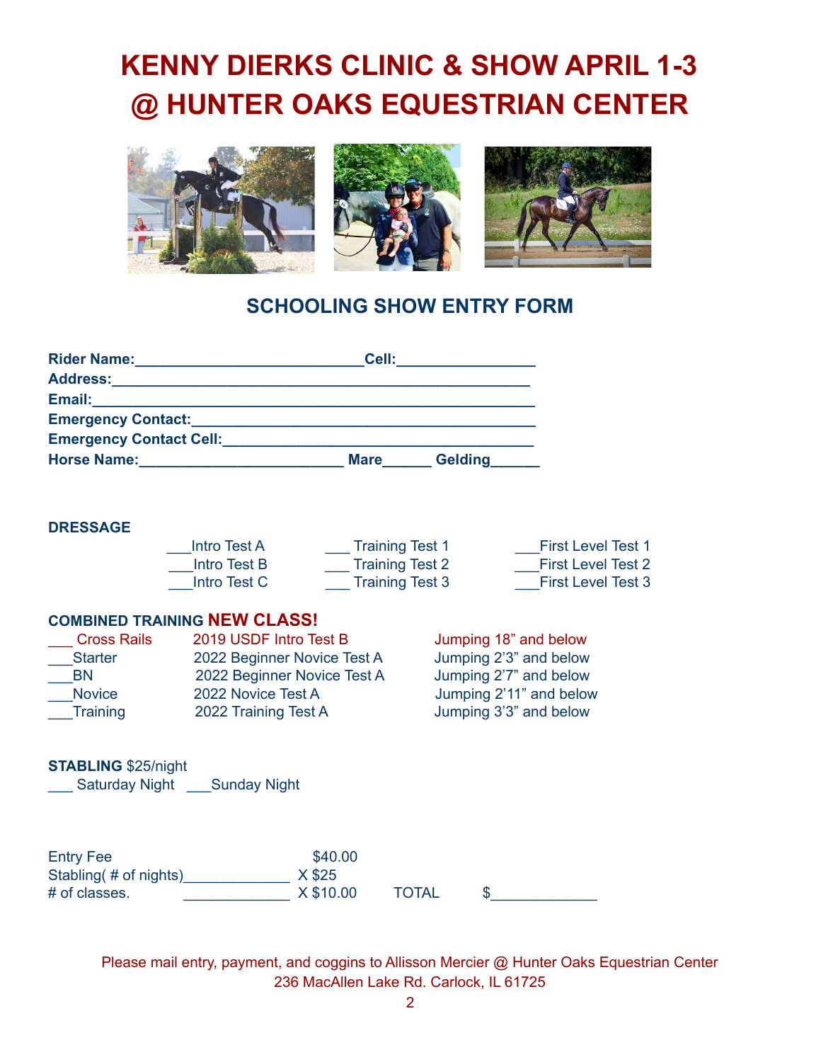# KENNY DIERKS CLINIC & SHOW APRIL 1-3 @ HUNTER OAKS EQUESTRIAN CENTER

## SCHOOLING SHOW ENTRY FORM

**Rider Name:**____________________________**Cell:**_________________
**Address:**____________________________________________________
**Email:**_______________________________________________________
**Emergency Contact:**___________________________________________
**Emergency Contact Cell:**_______________________________________
**Horse Name:**_________________________ **Mare**______ **Gelding**______

**DRESSAGE**

| | | |
|---|---|---|
| ___Intro Test A | ___ Training Test 1 | ___First Level Test 1 |
| ___Intro Test B | ___ Training Test 2 | ___First Level Test 2 |
| ___Intro Test C | ___ Training Test 3 | ___First Level Test 3 |

**COMBINED TRAINING NEW CLASS!**

| | | |
|---|---|---|
| ___ Cross Rails | 2019 USDF Intro Test B | Jumping 18" and below |
| ___Starter | 2022 Beginner Novice Test A | Jumping 2'3" and below |
| ___BN | 2022 Beginner Novice Test A | Jumping 2'7" and below |
| ___Novice | 2022 Novice Test A | Jumping 2'11" and below |
| ___Training | 2022 Training Test A | Jumping 3'3" and below |

**STABLING** $25/night
___ Saturday Night ___Sunday Night

Entry Fee $40.00
Stabling( # of nights)_____________ X $25
# of classes. _____________ X $10.00 TOTAL $_____________

Please mail entry, payment, and coggins to Allisson Mercier @ Hunter Oaks Equestrian Center
236 MacAllen Lake Rd. Carlock, IL 61725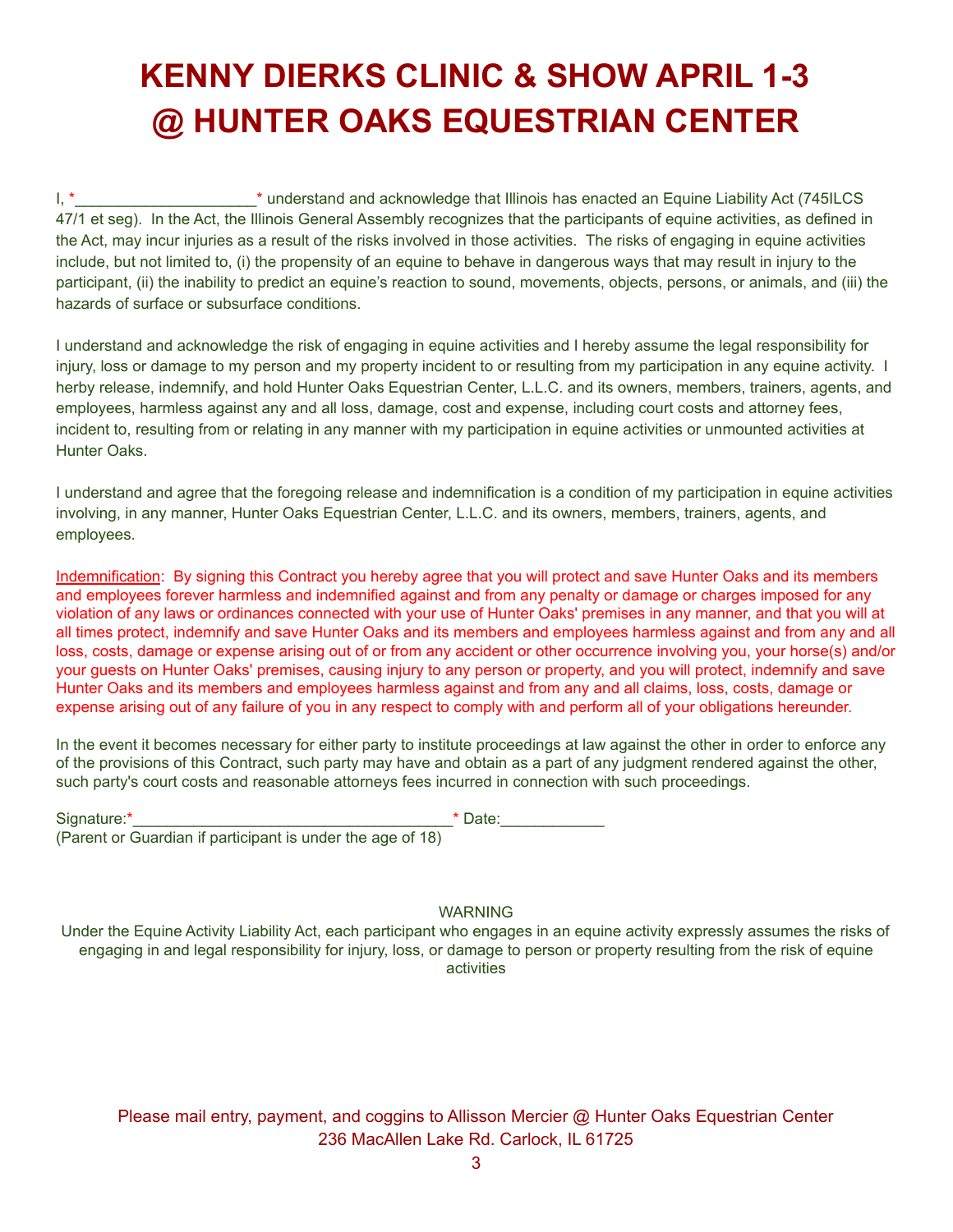# KENNY DIERKS CLINIC & SHOW APRIL 1-3 @ HUNTER OAKS EQUESTRIAN CENTER

I, *____________________* understand and acknowledge that Illinois has enacted an Equine Liability Act (745ILCS 47/1 et seg). In the Act, the Illinois General Assembly recognizes that the participants of equine activities, as defined in the Act, may incur injuries as a result of the risks involved in those activities. The risks of engaging in equine activities include, but not limited to, (i) the propensity of an equine to behave in dangerous ways that may result in injury to the participant, (ii) the inability to predict an equine's reaction to sound, movements, objects, persons, or animals, and (iii) the hazards of surface or subsurface conditions.

I understand and acknowledge the risk of engaging in equine activities and I hereby assume the legal responsibility for injury, loss or damage to my person and my property incident to or resulting from my participation in any equine activity. I herby release, indemnify, and hold Hunter Oaks Equestrian Center, L.L.C. and its owners, members, trainers, agents, and employees, harmless against any and all loss, damage, cost and expense, including court costs and attorney fees, incident to, resulting from or relating in any manner with my participation in equine activities or unmounted activities at Hunter Oaks.

I understand and agree that the foregoing release and indemnification is a condition of my participation in equine activities involving, in any manner, Hunter Oaks Equestrian Center, L.L.C. and its owners, members, trainers, agents, and employees.

Indemnification: By signing this Contract you hereby agree that you will protect and save Hunter Oaks and its members and employees forever harmless and indemnified against and from any penalty or damage or charges imposed for any violation of any laws or ordinances connected with your use of Hunter Oaks' premises in any manner, and that you will at all times protect, indemnify and save Hunter Oaks and its members and employees harmless against and from any and all loss, costs, damage or expense arising out of or from any accident or other occurrence involving you, your horse(s) and/or your guests on Hunter Oaks' premises, causing injury to any person or property, and you will protect, indemnify and save Hunter Oaks and its members and employees harmless against and from any and all claims, loss, costs, damage or expense arising out of any failure of you in any respect to comply with and perform all of your obligations hereunder.

In the event it becomes necessary for either party to institute proceedings at law against the other in order to enforce any of the provisions of this Contract, such party may have and obtain as a part of any judgment rendered against the other, such party's court costs and reasonable attorneys fees incurred in connection with such proceedings.

Signature:*____________________________________* Date:____________
(Parent or Guardian if participant is under the age of 18)

WARNING
Under the Equine Activity Liability Act, each participant who engages in an equine activity expressly assumes the risks of engaging in and legal responsibility for injury, loss, or damage to person or property resulting from the risk of equine activities

Please mail entry, payment, and coggins to Allisson Mercier @ Hunter Oaks Equestrian Center
236 MacAllen Lake Rd. Carlock, IL 61725